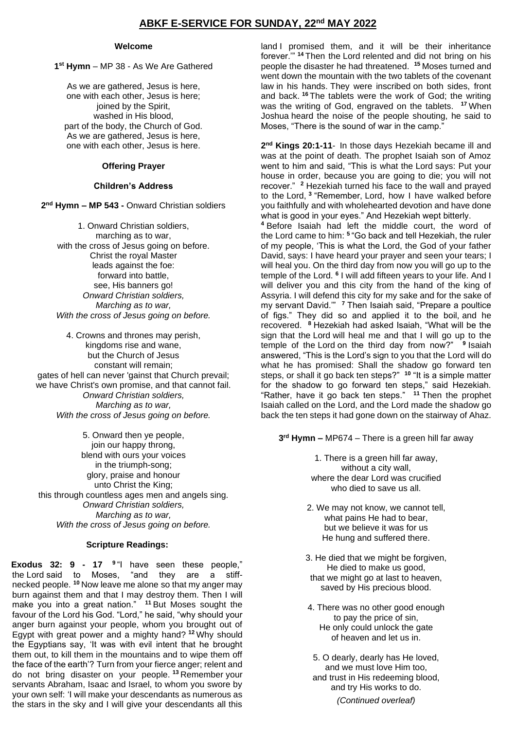# ABKF E-SERVICE FOR SUNDAY, 22nd MAY 2022

**Welcome**

**1st Hymn** – MP 38 - As We Are Gathered

As we are gathered, Jesus is here,
one with each other, Jesus is here;
joined by the Spirit,
washed in His blood,
part of the body, the Church of God.
As we are gathered, Jesus is here,
one with each other, Jesus is here.

**Offering Prayer**

**Children's Address**

**2nd Hymn – MP 543 -** Onward Christian soldiers

1. Onward Christian soldiers,
marching as to war,
with the cross of Jesus going on before.
Christ the royal Master
leads against the foe:
forward into battle,
see, His banners go!
*Onward Christian soldiers,*
*Marching as to war,*
*With the cross of Jesus going on before.*

4. Crowns and thrones may perish,
kingdoms rise and wane,
but the Church of Jesus
constant will remain;
gates of hell can never 'gainst that Church prevail;
we have Christ's own promise, and that cannot fail.
*Onward Christian soldiers,*
*Marching as to war,*
*With the cross of Jesus going on before.*

5. Onward then ye people,
join our happy throng,
blend with ours your voices
in the triumph-song;
glory, praise and honour
unto Christ the King;
this through countless ages men and angels sing.
*Onward Christian soldiers,*
*Marching as to war,*
*With the cross of Jesus going on before.*

**Scripture Readings:**

**Exodus 32: 9 - 17** [9] "I have seen these people," the Lord said to Moses, "and they are a stiff-necked people. [10] Now leave me alone so that my anger may burn against them and that I may destroy them. Then I will make you into a great nation." [11] But Moses sought the favour of the Lord his God. "Lord," he said, "why should your anger burn against your people, whom you brought out of Egypt with great power and a mighty hand? [12] Why should the Egyptians say, 'It was with evil intent that he brought them out, to kill them in the mountains and to wipe them off the face of the earth'? Turn from your fierce anger; relent and do not bring disaster on your people. [13] Remember your servants Abraham, Isaac and Israel, to whom you swore by your own self: 'I will make your descendants as numerous as the stars in the sky and I will give your descendants all this land I promised them, and it will be their inheritance forever.'" [14] Then the Lord relented and did not bring on his people the disaster he had threatened. [15] Moses turned and went down the mountain with the two tablets of the covenant law in his hands. They were inscribed on both sides, front and back. [16] The tablets were the work of God; the writing was the writing of God, engraved on the tablets. [17] When Joshua heard the noise of the people shouting, he said to Moses, "There is the sound of war in the camp."

**2nd Kings 20:1-11**- In those days Hezekiah became ill and was at the point of death. The prophet Isaiah son of Amoz went to him and said, "This is what the Lord says: Put your house in order, because you are going to die; you will not recover." [2] Hezekiah turned his face to the wall and prayed to the Lord, [3] "Remember, Lord, how I have walked before you faithfully and with wholehearted devotion and have done what is good in your eyes." And Hezekiah wept bitterly.
[4] Before Isaiah had left the middle court, the word of the Lord came to him: [5] "Go back and tell Hezekiah, the ruler of my people, 'This is what the Lord, the God of your father David, says: I have heard your prayer and seen your tears; I will heal you. On the third day from now you will go up to the temple of the Lord. [6] I will add fifteen years to your life. And I will deliver you and this city from the hand of the king of Assyria. I will defend this city for my sake and for the sake of my servant David.'" [7] Then Isaiah said, "Prepare a poultice of figs." They did so and applied it to the boil, and he recovered. [8] Hezekiah had asked Isaiah, "What will be the sign that the Lord will heal me and that I will go up to the temple of the Lord on the third day from now?" [9] Isaiah answered, "This is the Lord's sign to you that the Lord will do what he has promised: Shall the shadow go forward ten steps, or shall it go back ten steps?" [10] "It is a simple matter for the shadow to go forward ten steps," said Hezekiah. "Rather, have it go back ten steps." [11] Then the prophet Isaiah called on the Lord, and the Lord made the shadow go back the ten steps it had gone down on the stairway of Ahaz.

**3rd Hymn –** MP674 – There is a green hill far away

1. There is a green hill far away,
without a city wall,
where the dear Lord was crucified
who died to save us all.

2. We may not know, we cannot tell,
what pains He had to bear,
but we believe it was for us
He hung and suffered there.

3. He died that we might be forgiven,
He died to make us good,
that we might go at last to heaven,
saved by His precious blood.

4. There was no other good enough
to pay the price of sin,
He only could unlock the gate
of heaven and let us in.

5. O dearly, dearly has He loved,
and we must love Him too,
and trust in His redeeming blood,
and try His works to do.

*(Continued overleaf)*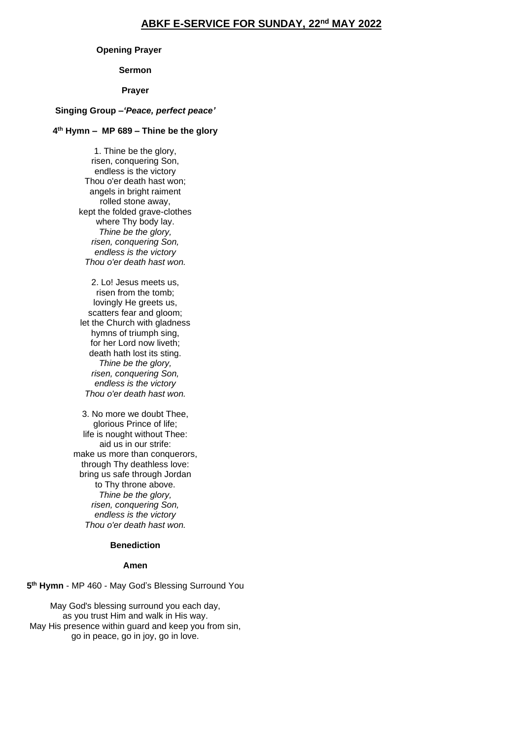# ABKF E-SERVICE FOR SUNDAY, 22nd MAY 2022

**Opening Prayer**

**Sermon**

**Prayer**

**Singing Group –*'Peace, perfect peace'***

**4th Hymn – MP 689 – Thine be the glory**

1. Thine be the glory,
risen, conquering Son,
endless is the victory
Thou o'er death hast won;
angels in bright raiment
rolled stone away,
kept the folded grave-clothes
where Thy body lay.
*Thine be the glory,*
*risen, conquering Son,*
*endless is the victory*
*Thou o'er death hast won.*

2. Lo! Jesus meets us,
risen from the tomb;
lovingly He greets us,
scatters fear and gloom;
let the Church with gladness
hymns of triumph sing,
for her Lord now liveth;
death hath lost its sting.
*Thine be the glory,*
*risen, conquering Son,*
*endless is the victory*
*Thou o'er death hast won.*

3. No more we doubt Thee,
glorious Prince of life;
life is nought without Thee:
aid us in our strife:
make us more than conquerors,
through Thy deathless love:
bring us safe through Jordan
to Thy throne above.
*Thine be the glory,*
*risen, conquering Son,*
*endless is the victory*
*Thou o'er death hast won.*

**Benediction**

**Amen**

**5th Hymn** - MP 460 - May God's Blessing Surround You

May God's blessing surround you each day,
as you trust Him and walk in His way.
May His presence within guard and keep you from sin,
go in peace, go in joy, go in love.